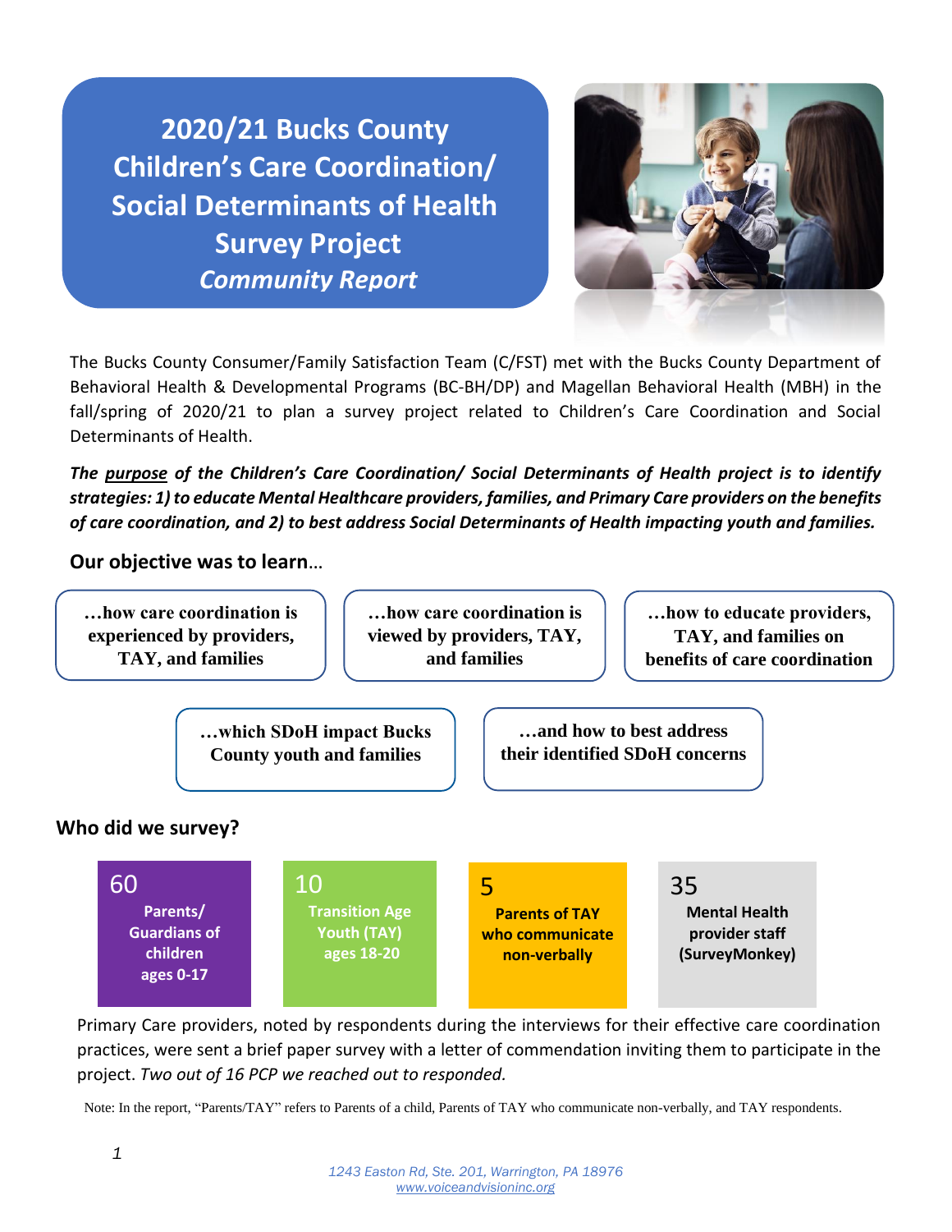# 2020/21 Bucks County Children's Care Coordination/ Social Determinants of Health Survey Project

## *Community Report*

The Bucks County Consumer/Family Satisfaction Team (C/FST) met with the Bucks County Department of Behavioral Health & Developmental Programs (BC-BH/DP) and Magellan Behavioral Health (MBH) in the fall/spring of 2020/21 to plan a survey project related to Children's Care Coordination and Social Determinants of Health.

***The purpose of the Children's Care Coordination/ Social Determinants of Health project is to identify strategies: 1) to educate Mental Healthcare providers, families, and Primary Care providers on the benefits of care coordination, and 2) to best address Social Determinants of Health impacting youth and families.***

### Our objective was to learn…

- **…how care coordination is experienced by providers, TAY, and families**
- **…how care coordination is viewed by providers, TAY, and families**
- **…how to educate providers, TAY, and families on benefits of care coordination**
- **…which SDoH impact Bucks County youth and families**
- **…and how to best address their identified SDoH concerns**

### Who did we survey?

- 60 **Parents/ Guardians of children ages 0-17**
- 10 **Transition Age Youth (TAY) ages 18-20**
- 5 **Parents of TAY who communicate non-verbally**
- 35 **Mental Health provider staff (SurveyMonkey)**

Primary Care providers, noted by respondents during the interviews for their effective care coordination practices, were sent a brief paper survey with a letter of commendation inviting them to participate in the project. *Two out of 16 PCP we reached out to responded.*

Note: In the report, "Parents/TAY" refers to Parents of a child, Parents of TAY who communicate non-verbally, and TAY respondents.

*1243 Easton Rd, Ste. 201, Warrington, PA 18976*
*www.voiceandvisioninc.org*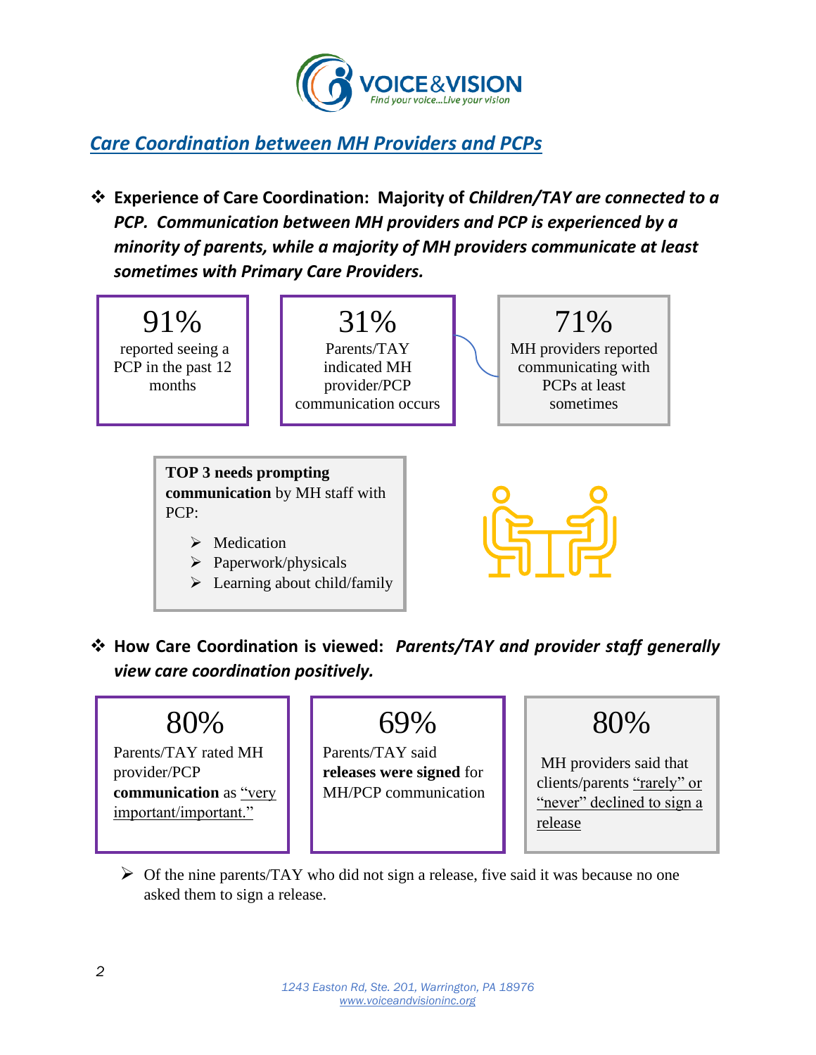## *Care Coordination between MH Providers and PCPs*

❖ **Experience of Care Coordination: Majority of *Children/TAY are connected to a PCP. Communication between MH providers and PCP is experienced by a minority of parents, while a majority of MH providers communicate at least sometimes with Primary Care Providers.***

91%
reported seeing a PCP in the past 12 months

31%
Parents/TAY indicated MH provider/PCP communication occurs

71%
MH providers reported communicating with PCPs at least sometimes

**TOP 3 needs prompting communication** by MH staff with PCP:

- Medication
- Paperwork/physicals
- Learning about child/family

❖ **How Care Coordination is viewed: *Parents/TAY and provider staff generally view care coordination positively.***

80%
Parents/TAY rated MH provider/PCP **communication** as "very important/important."

69%
Parents/TAY said **releases were signed** for MH/PCP communication

80%
MH providers said that clients/parents "rarely" or "never" declined to sign a release

- Of the nine parents/TAY who did not sign a release, five said it was because no one asked them to sign a release.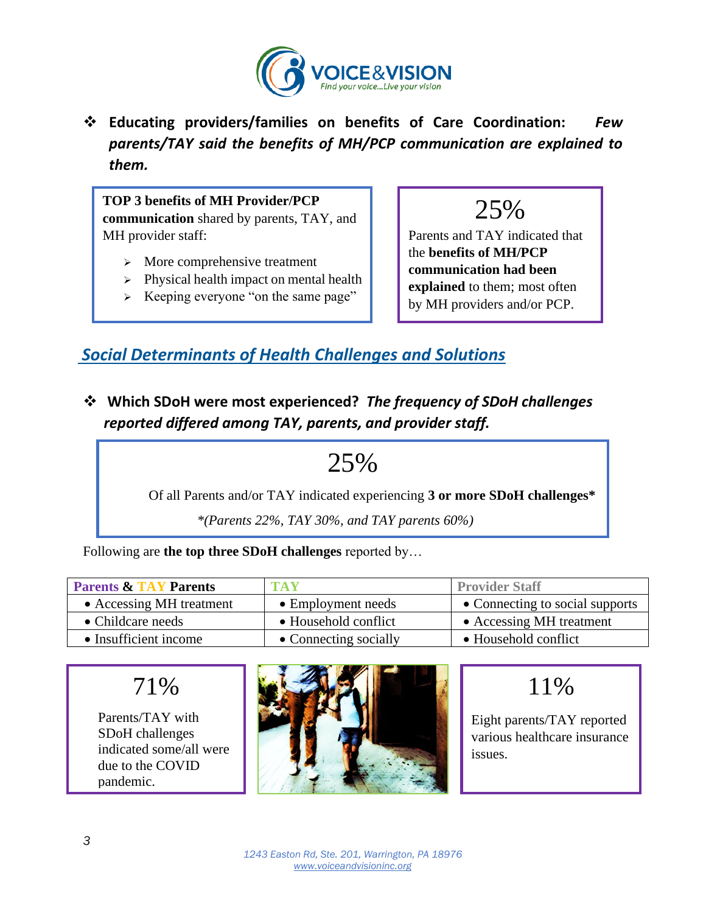- **Educating providers/families on benefits of Care Coordination:** ***Few parents/TAY said the benefits of MH/PCP communication are explained to them.***

**TOP 3 benefits of MH Provider/PCP communication** shared by parents, TAY, and MH provider staff:

- More comprehensive treatment
- Physical health impact on mental health
- Keeping everyone "on the same page"

25%

Parents and TAY indicated that the **benefits of MH/PCP communication had been explained** to them; most often by MH providers and/or PCP.

## *Social Determinants of Health Challenges and Solutions*

- **Which SDoH were most experienced?** ***The frequency of SDoH challenges reported differed among TAY, parents, and provider staff.***

25%

Of all Parents and/or TAY indicated experiencing **3 or more SDoH challenges***

*(Parents 22%, TAY 30%, and TAY parents 60%)*

Following are **the top three SDoH challenges** reported by…

| Parents & TAY Parents | TAY | Provider Staff |
|---|---|---|
| • Accessing MH treatment | • Employment needs | • Connecting to social supports |
| • Childcare needs | • Household conflict | • Accessing MH treatment |
| • Insufficient income | • Connecting socially | • Household conflict |

71%

Parents/TAY with SDoH challenges indicated some/all were due to the COVID pandemic.

11%

Eight parents/TAY reported various healthcare insurance issues.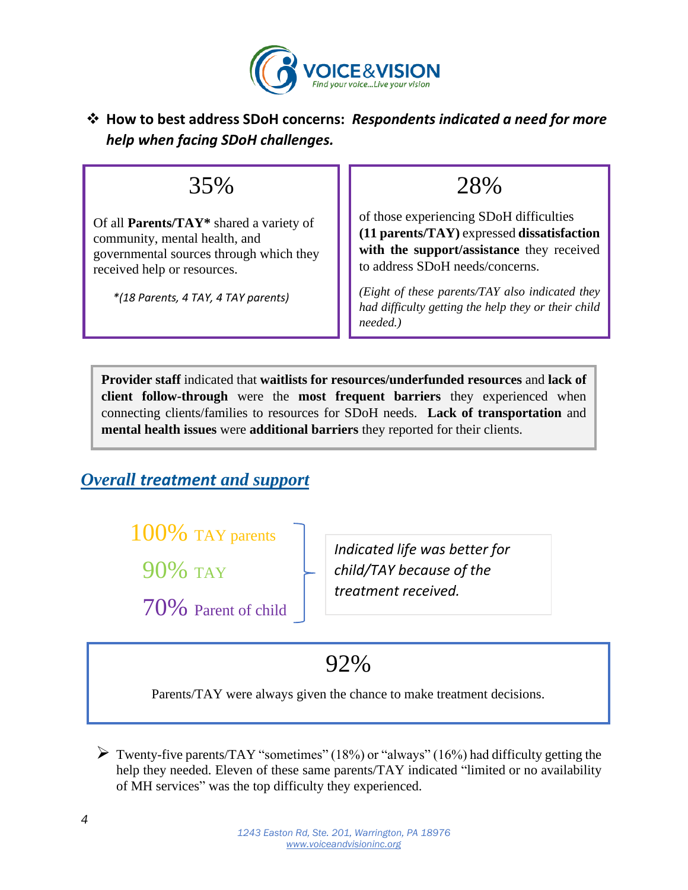❖ **How to best address SDoH concerns:** ***Respondents indicated a need for more help when facing SDoH challenges.***

35%

Of all **Parents/TAY*** shared a variety of community, mental health, and governmental sources through which they received help or resources.

*\*(18 Parents, 4 TAY, 4 TAY parents)*

28%

of those experiencing SDoH difficulties **(11 parents/TAY)** expressed **dissatisfaction with the support/assistance** they received to address SDoH needs/concerns.

*(Eight of these parents/TAY also indicated they had difficulty getting the help they or their child needed.)*

**Provider staff** indicated that **waitlists for resources/underfunded resources** and **lack of client follow-through** were the **most frequent barriers** they experienced when connecting clients/families to resources for SDoH needs. **Lack of transportation** and **mental health issues** were **additional barriers** they reported for their clients.

## ***Overall treatment and support***

100% TAY parents

90% TAY

70% Parent of child

*Indicated life was better for child/TAY because of the treatment received.*

92%

Parents/TAY were always given the chance to make treatment decisions.

- Twenty-five parents/TAY "sometimes" (18%) or "always" (16%) had difficulty getting the help they needed. Eleven of these same parents/TAY indicated "limited or no availability of MH services" was the top difficulty they experienced.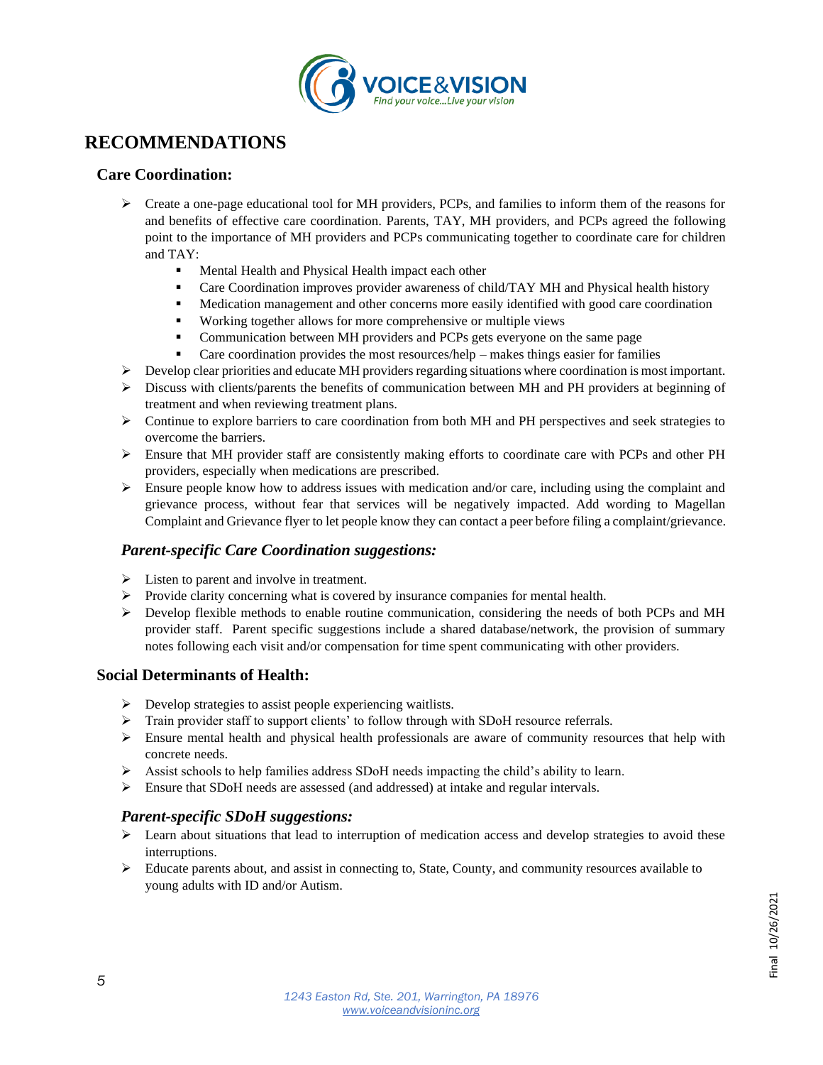# RECOMMENDATIONS

## Care Coordination:

- Create a one-page educational tool for MH providers, PCPs, and families to inform them of the reasons for and benefits of effective care coordination. Parents, TAY, MH providers, and PCPs agreed the following point to the importance of MH providers and PCPs communicating together to coordinate care for children and TAY:
  - Mental Health and Physical Health impact each other
  - Care Coordination improves provider awareness of child/TAY MH and Physical health history
  - Medication management and other concerns more easily identified with good care coordination
  - Working together allows for more comprehensive or multiple views
  - Communication between MH providers and PCPs gets everyone on the same page
  - Care coordination provides the most resources/help – makes things easier for families
- Develop clear priorities and educate MH providers regarding situations where coordination is most important.
- Discuss with clients/parents the benefits of communication between MH and PH providers at beginning of treatment and when reviewing treatment plans.
- Continue to explore barriers to care coordination from both MH and PH perspectives and seek strategies to overcome the barriers.
- Ensure that MH provider staff are consistently making efforts to coordinate care with PCPs and other PH providers, especially when medications are prescribed.
- Ensure people know how to address issues with medication and/or care, including using the complaint and grievance process, without fear that services will be negatively impacted. Add wording to Magellan Complaint and Grievance flyer to let people know they can contact a peer before filing a complaint/grievance.

### *Parent-specific Care Coordination suggestions:*

- Listen to parent and involve in treatment.
- Provide clarity concerning what is covered by insurance companies for mental health.
- Develop flexible methods to enable routine communication, considering the needs of both PCPs and MH provider staff. Parent specific suggestions include a shared database/network, the provision of summary notes following each visit and/or compensation for time spent communicating with other providers.

## Social Determinants of Health:

- Develop strategies to assist people experiencing waitlists.
- Train provider staff to support clients' to follow through with SDoH resource referrals.
- Ensure mental health and physical health professionals are aware of community resources that help with concrete needs.
- Assist schools to help families address SDoH needs impacting the child's ability to learn.
- Ensure that SDoH needs are assessed (and addressed) at intake and regular intervals.

### *Parent-specific SDoH suggestions:*

- Learn about situations that lead to interruption of medication access and develop strategies to avoid these interruptions.
- Educate parents about, and assist in connecting to, State, County, and community resources available to young adults with ID and/or Autism.